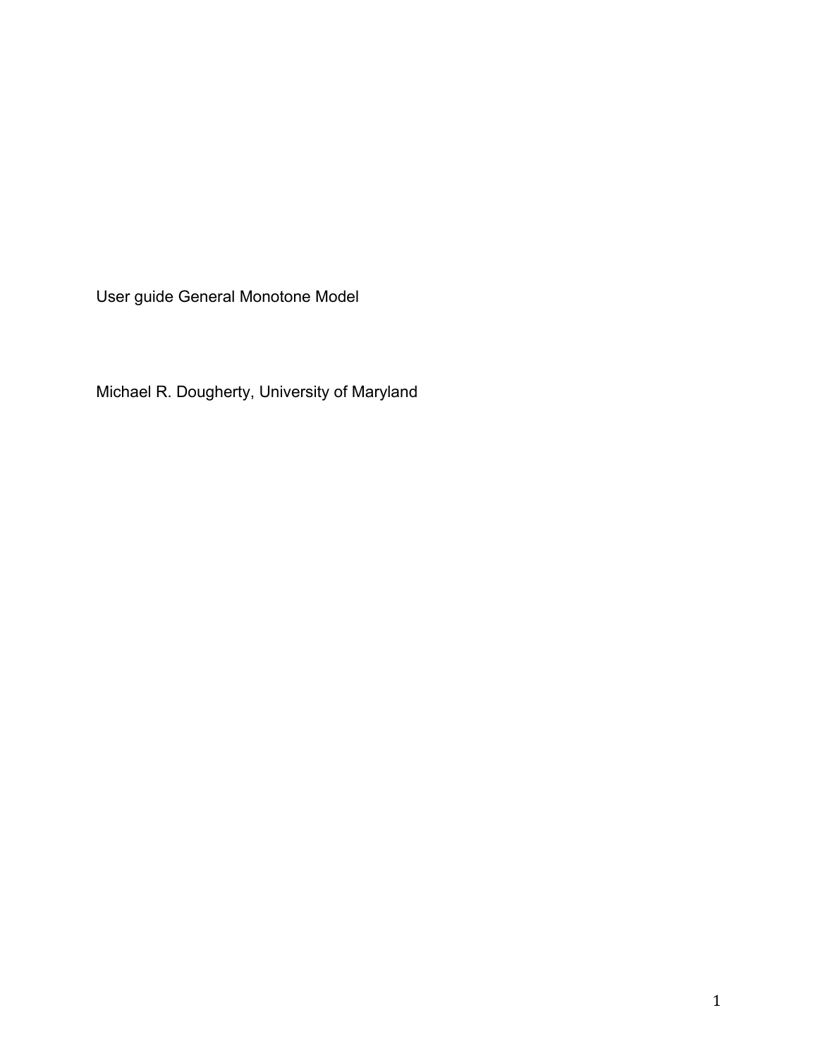User guide General Monotone Model

Michael R. Dougherty, University of Maryland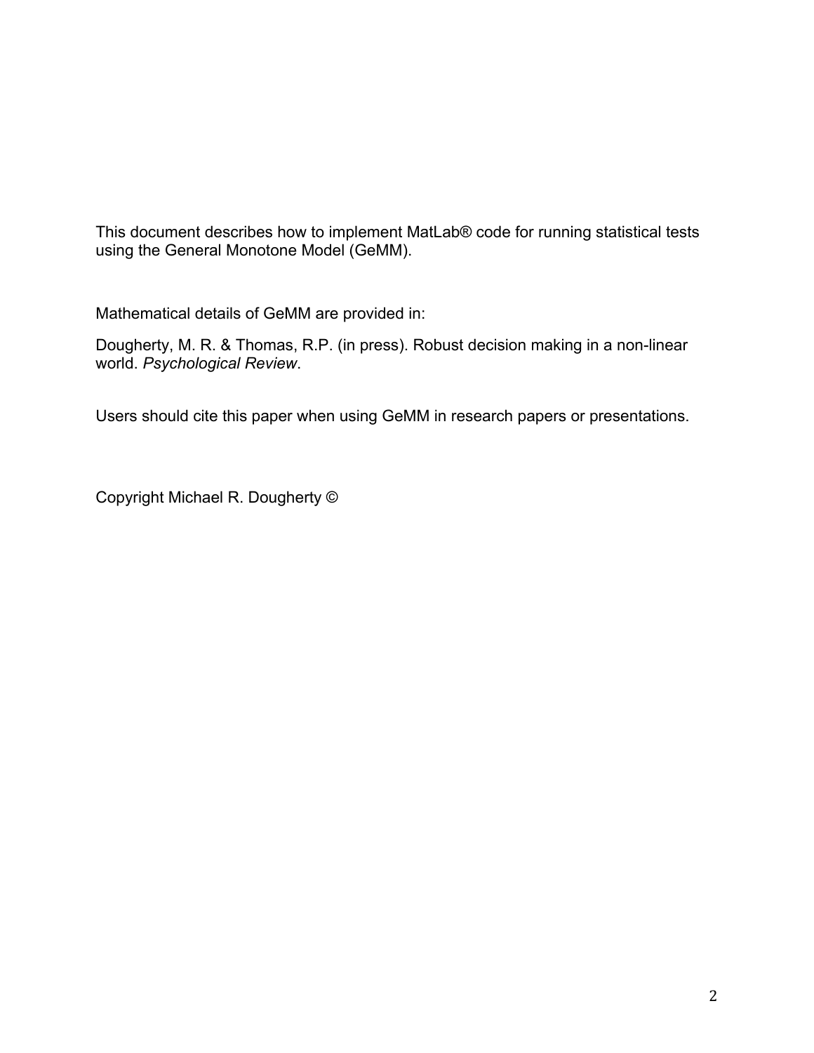This document describes how to implement MatLab® code for running statistical tests using the General Monotone Model (GeMM).

Mathematical details of GeMM are provided in:

Dougherty, M. R. & Thomas, R.P. (in press). Robust decision making in a non-linear world. *Psychological Review*.

Users should cite this paper when using GeMM in research papers or presentations.

Copyright Michael R. Dougherty ©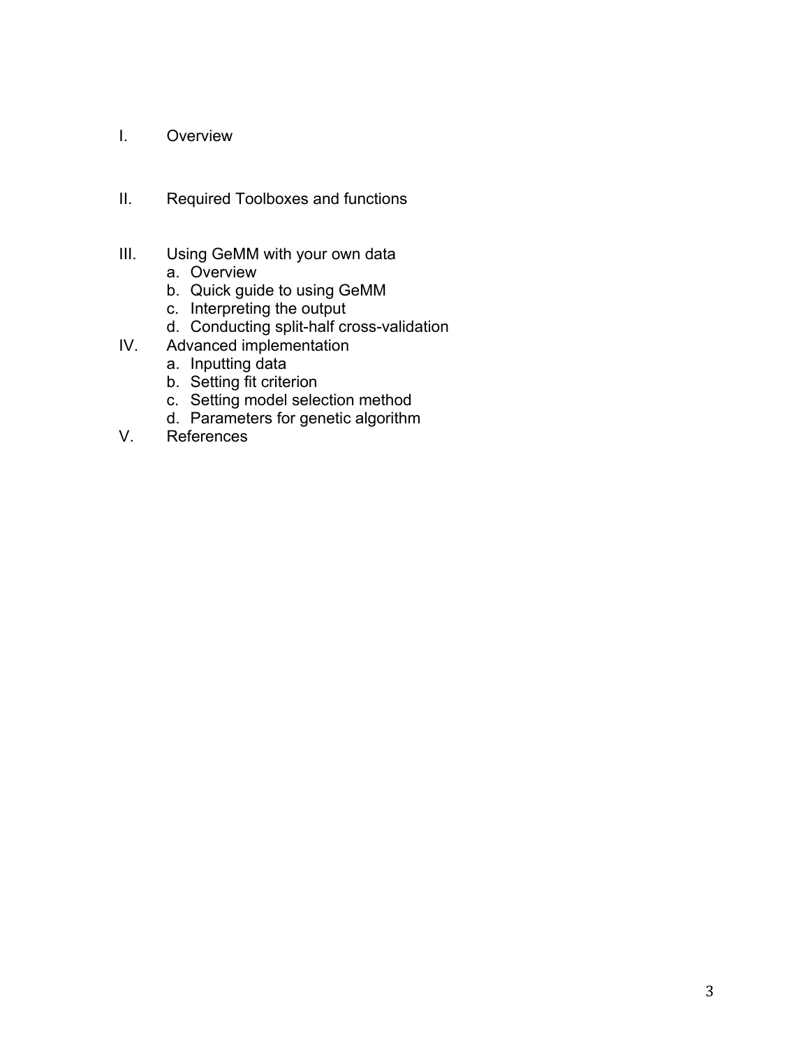I. Overview

II. Required Toolboxes and functions

III. Using GeMM with your own data
   a. Overview
   b. Quick guide to using GeMM
   c. Interpreting the output
   d. Conducting split-half cross-validation

IV. Advanced implementation
   a. Inputting data
   b. Setting fit criterion
   c. Setting model selection method
   d. Parameters for genetic algorithm

V. References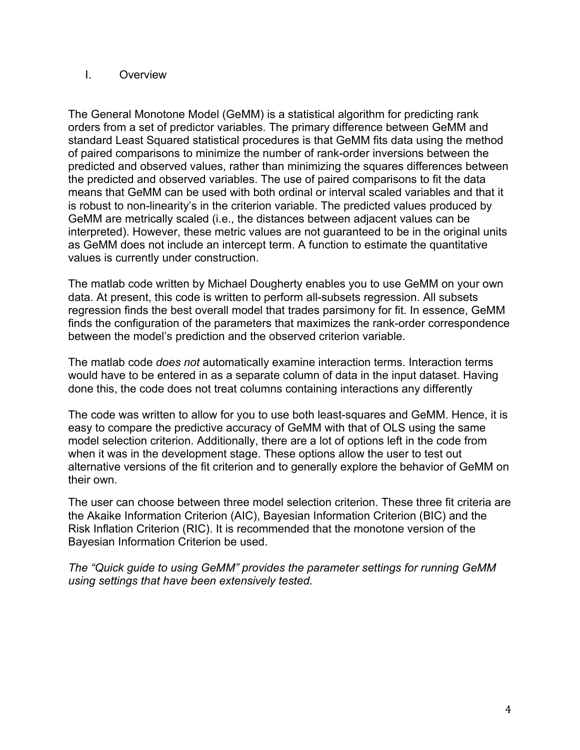# I. Overview

The General Monotone Model (GeMM) is a statistical algorithm for predicting rank orders from a set of predictor variables. The primary difference between GeMM and standard Least Squared statistical procedures is that GeMM fits data using the method of paired comparisons to minimize the number of rank-order inversions between the predicted and observed values, rather than minimizing the squares differences between the predicted and observed variables. The use of paired comparisons to fit the data means that GeMM can be used with both ordinal or interval scaled variables and that it is robust to non-linearity's in the criterion variable. The predicted values produced by GeMM are metrically scaled (i.e., the distances between adjacent values can be interpreted). However, these metric values are not guaranteed to be in the original units as GeMM does not include an intercept term. A function to estimate the quantitative values is currently under construction.

The matlab code written by Michael Dougherty enables you to use GeMM on your own data. At present, this code is written to perform all-subsets regression. All subsets regression finds the best overall model that trades parsimony for fit. In essence, GeMM finds the configuration of the parameters that maximizes the rank-order correspondence between the model's prediction and the observed criterion variable.

The matlab code *does not* automatically examine interaction terms. Interaction terms would have to be entered in as a separate column of data in the input dataset. Having done this, the code does not treat columns containing interactions any differently

The code was written to allow for you to use both least-squares and GeMM. Hence, it is easy to compare the predictive accuracy of GeMM with that of OLS using the same model selection criterion. Additionally, there are a lot of options left in the code from when it was in the development stage. These options allow the user to test out alternative versions of the fit criterion and to generally explore the behavior of GeMM on their own.

The user can choose between three model selection criterion. These three fit criteria are the Akaike Information Criterion (AIC), Bayesian Information Criterion (BIC) and the Risk Inflation Criterion (RIC). It is recommended that the monotone version of the Bayesian Information Criterion be used.

*The "Quick guide to using GeMM" provides the parameter settings for running GeMM using settings that have been extensively tested.*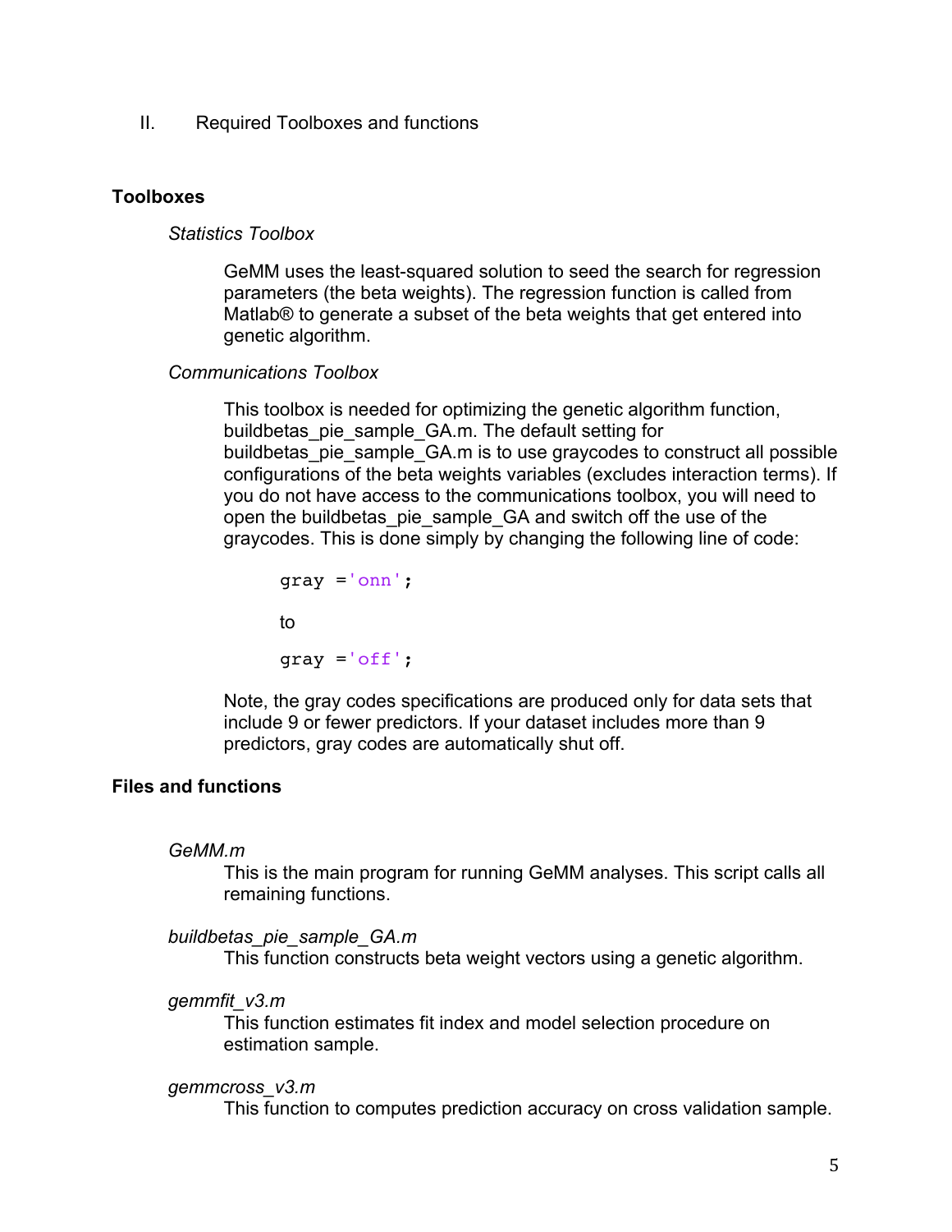## II. Required Toolboxes and functions

### Toolboxes

*Statistics Toolbox*

GeMM uses the least-squared solution to seed the search for regression parameters (the beta weights). The regression function is called from Matlab® to generate a subset of the beta weights that get entered into genetic algorithm.

*Communications Toolbox*

This toolbox is needed for optimizing the genetic algorithm function, buildbetas_pie_sample_GA.m. The default setting for buildbetas_pie_sample_GA.m is to use graycodes to construct all possible configurations of the beta weights variables (excludes interaction terms). If you do not have access to the communications toolbox, you will need to open the buildbetas_pie_sample_GA and switch off the use of the graycodes. This is done simply by changing the following line of code:

```
gray ='onn';
```

to

```
gray ='off';
```

Note, the gray codes specifications are produced only for data sets that include 9 or fewer predictors. If your dataset includes more than 9 predictors, gray codes are automatically shut off.

### Files and functions

*GeMM.m*
This is the main program for running GeMM analyses. This script calls all remaining functions.

*buildbetas_pie_sample_GA.m*
This function constructs beta weight vectors using a genetic algorithm.

*gemmfit_v3.m*
This function estimates fit index and model selection procedure on estimation sample.

*gemmcross_v3.m*
This function to computes prediction accuracy on cross validation sample.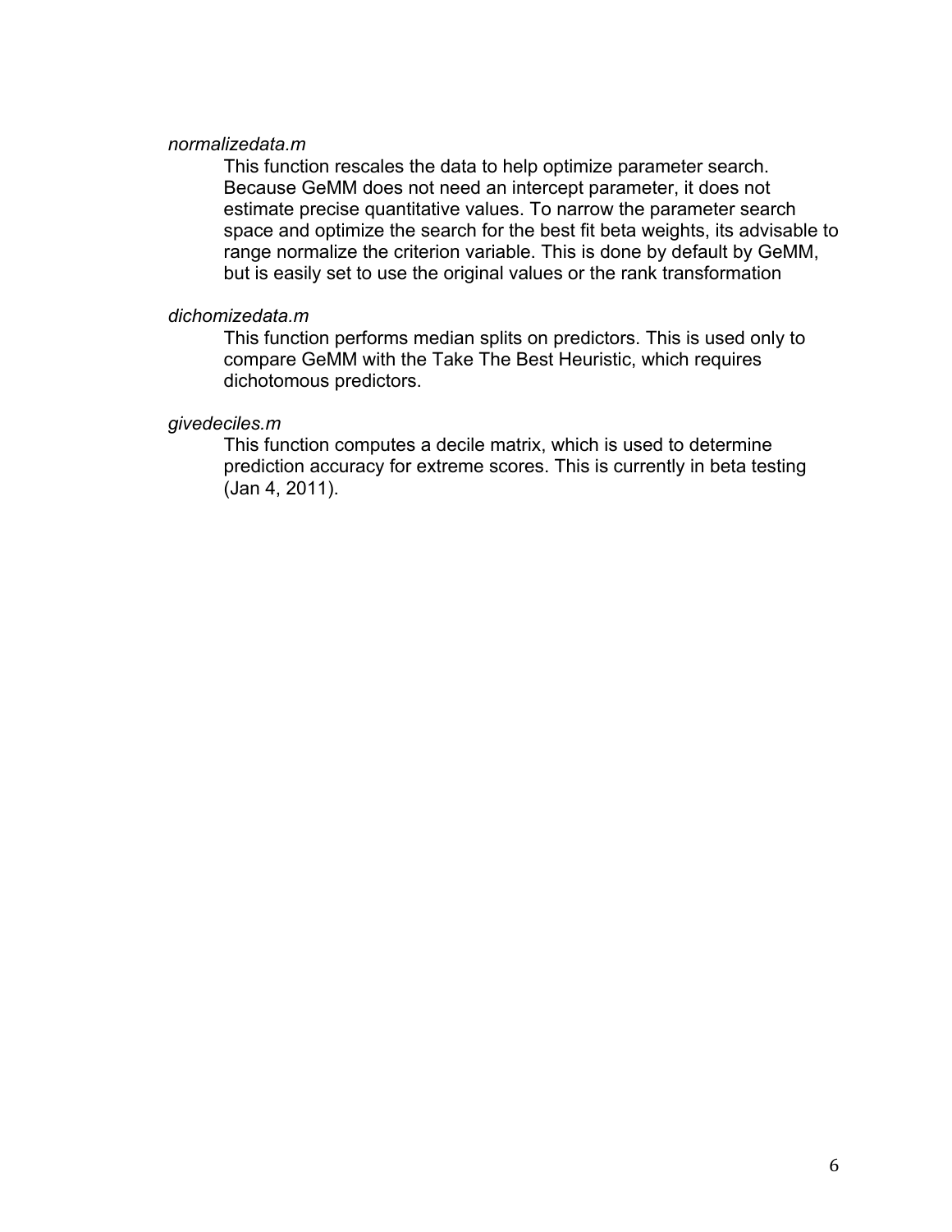*normalizedata.m*

This function rescales the data to help optimize parameter search. Because GeMM does not need an intercept parameter, it does not estimate precise quantitative values. To narrow the parameter search space and optimize the search for the best fit beta weights, its advisable to range normalize the criterion variable. This is done by default by GeMM, but is easily set to use the original values or the rank transformation

*dichomizedata.m*

This function performs median splits on predictors. This is used only to compare GeMM with the Take The Best Heuristic, which requires dichotomous predictors.

*givedeciles.m*

This function computes a decile matrix, which is used to determine prediction accuracy for extreme scores. This is currently in beta testing (Jan 4, 2011).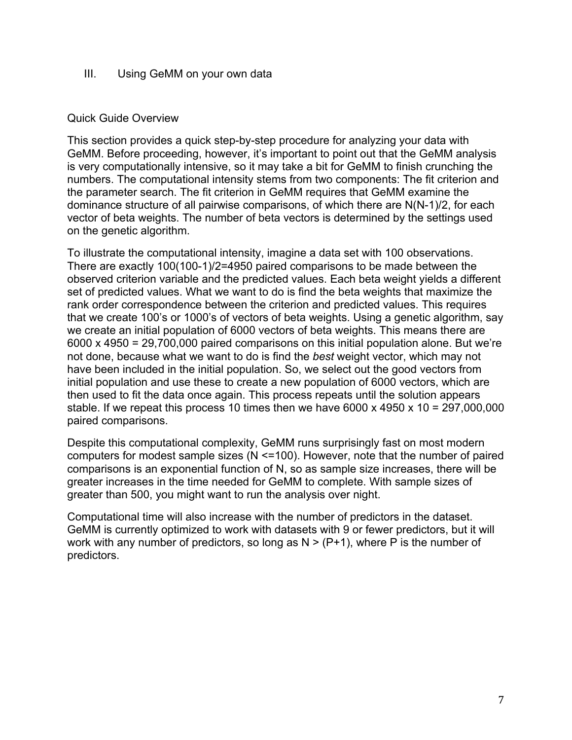## III. Using GeMM on your own data

### Quick Guide Overview

This section provides a quick step-by-step procedure for analyzing your data with GeMM. Before proceeding, however, it's important to point out that the GeMM analysis is very computationally intensive, so it may take a bit for GeMM to finish crunching the numbers. The computational intensity stems from two components: The fit criterion and the parameter search. The fit criterion in GeMM requires that GeMM examine the dominance structure of all pairwise comparisons, of which there are $N(N-1)/2$, for each vector of beta weights. The number of beta vectors is determined by the settings used on the genetic algorithm.

To illustrate the computational intensity, imagine a data set with 100 observations. There are exactly $100(100-1)/2=4950$ paired comparisons to be made between the observed criterion variable and the predicted values. Each beta weight yields a different set of predicted values. What we want to do is find the beta weights that maximize the rank order correspondence between the criterion and predicted values. This requires that we create 100's or 1000's of vectors of beta weights. Using a genetic algorithm, say we create an initial population of 6000 vectors of beta weights. This means there are $6000 \times 4950 = 29{,}700{,}000$ paired comparisons on this initial population alone. But we're not done, because what we want to do is find the *best* weight vector, which may not have been included in the initial population. So, we select out the good vectors from initial population and use these to create a new population of 6000 vectors, which are then used to fit the data once again. This process repeats until the solution appears stable. If we repeat this process 10 times then we have $6000 \times 4950 \times 10 = 297{,}000{,}000$ paired comparisons.

Despite this computational complexity, GeMM runs surprisingly fast on most modern computers for modest sample sizes ($N \leq 100$). However, note that the number of paired comparisons is an exponential function of N, so as sample size increases, there will be greater increases in the time needed for GeMM to complete. With sample sizes of greater than 500, you might want to run the analysis over night.

Computational time will also increase with the number of predictors in the dataset. GeMM is currently optimized to work with datasets with 9 or fewer predictors, but it will work with any number of predictors, so long as $N > (P+1)$, where P is the number of predictors.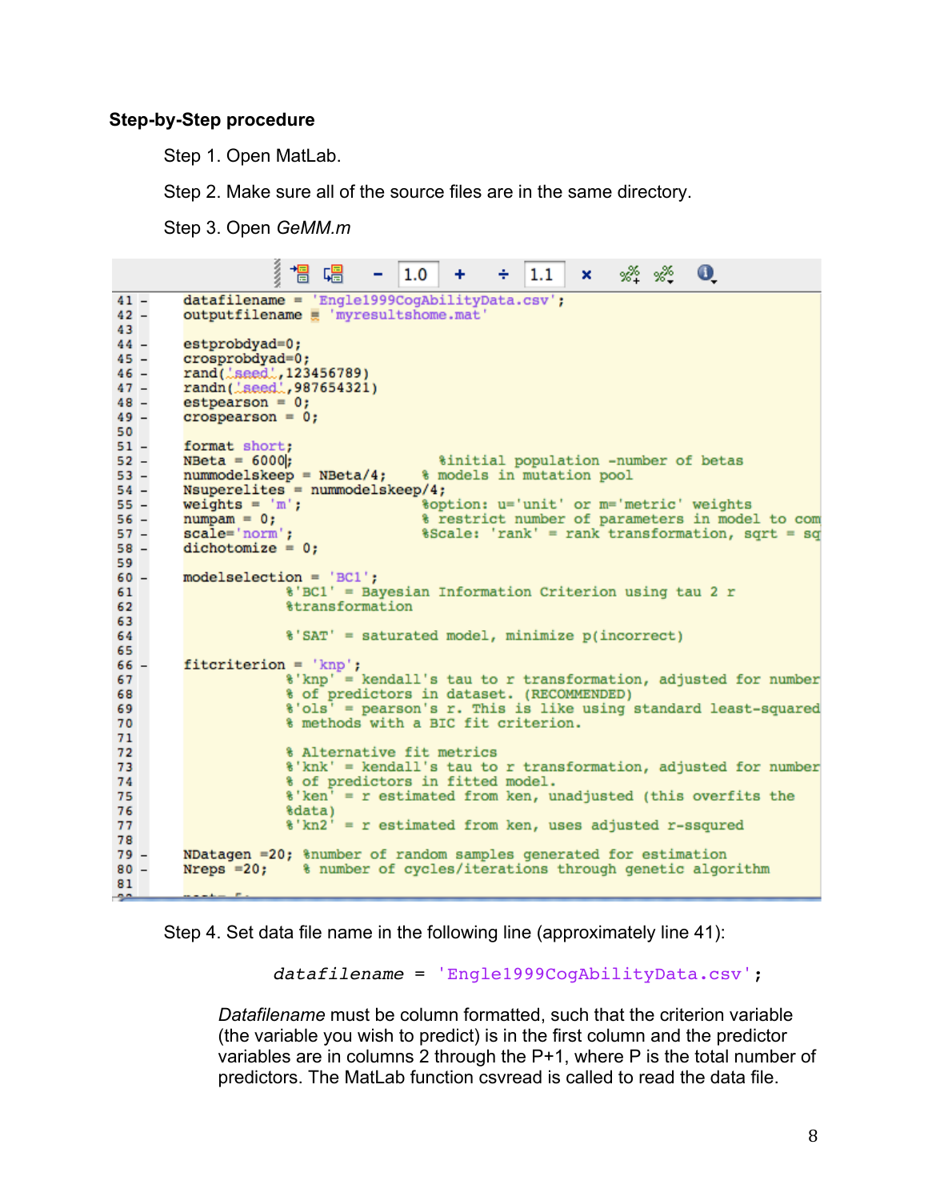**Step-by-Step procedure**

Step 1. Open MatLab.

Step 2. Make sure all of the source files are in the same directory.

Step 3. Open *GeMM.m*

```
41 -    datafilename = 'Engle1999CogAbilityData.csv';
42 -    outputfilename = 'myresultshome.mat'
43
44 -    estprobdyad=0;
45 -    crosprobdyad=0;
46 -    rand('seed',123456789)
47 -    randn('seed',987654321)
48 -    estpearson = 0;
49 -    crospearson = 0;
50
51 -    format short;
52 -    NBeta = 6000;                  %initial population -number of betas
53 -    nummodelskeep = NBeta/4;     % models in mutation pool
54 -    Nsuperelites = nummodelskeep/4;
55 -    weights = 'm';                 %option: u='unit' or m='metric' weights
56 -    numpam = 0;                    % restrict number of parameters in model to com
57 -    scale='norm';                  %Scale: 'rank' = rank transformation, sqrt = sq
58 -    dichotomize = 0;
59
60 -    modelselection = 'BC1';
61                    %'BC1' = Bayesian Information Criterion using tau 2 r
62                    %transformation
63
64                    %'SAT' = saturated model, minimize p(incorrect)
65
66 -    fitcriterion = 'knp';
67                    %'knp' = kendall's tau to r transformation, adjusted for number
68                    % of predictors in dataset. (RECOMMENDED)
69                    %'ols' = pearson's r. This is like using standard least-squared
70                    % methods with a BIC fit criterion.
71
72                    % Alternative fit metrics
73                    %'knk' = kendall's tau to r transformation, adjusted for number
74                    % of predictors in fitted model.
75                    %'ken' = r estimated from ken, unadjusted (this overfits the
76                    %data)
77                    %'kn2' = r estimated from ken, uses adjusted r-ssqured
78
79 -    NDatagen =20; %number of random samples generated for estimation
80 -    Nreps =20;     % number of cycles/iterations through genetic algorithm
81
```

Step 4. Set data file name in the following line (approximately line 41):

```
datafilename = 'Engle1999CogAbilityData.csv';
```

*Datafilename* must be column formatted, such that the criterion variable (the variable you wish to predict) is in the first column and the predictor variables are in columns 2 through the P+1, where P is the total number of predictors. The MatLab function csvread is called to read the data file.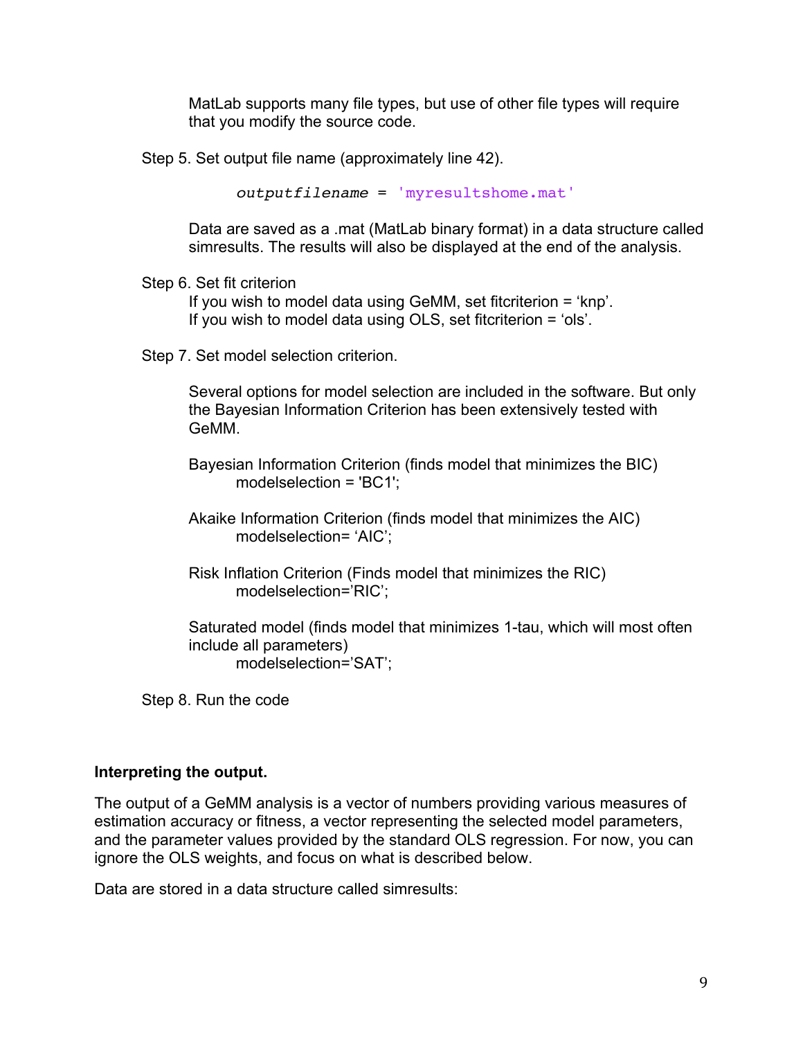MatLab supports many file types, but use of other file types will require that you modify the source code.

Step 5. Set output file name (approximately line 42).

```
outputfilename = 'myresultshome.mat'
```

Data are saved as a .mat (MatLab binary format) in a data structure called simresults. The results will also be displayed at the end of the analysis.

Step 6. Set fit criterion

If you wish to model data using GeMM, set fitcriterion = ‘knp’.
If you wish to model data using OLS, set fitcriterion = ‘ols’.

Step 7. Set model selection criterion.

Several options for model selection are included in the software. But only the Bayesian Information Criterion has been extensively tested with GeMM.

Bayesian Information Criterion (finds model that minimizes the BIC)
modelselection = 'BC1';

Akaike Information Criterion (finds model that minimizes the AIC)
modelselection= ‘AIC’;

Risk Inflation Criterion (Finds model that minimizes the RIC)
modelselection=’RIC’;

Saturated model (finds model that minimizes 1-tau, which will most often include all parameters)
modelselection=’SAT’;

Step 8. Run the code

**Interpreting the output.**

The output of a GeMM analysis is a vector of numbers providing various measures of estimation accuracy or fitness, a vector representing the selected model parameters, and the parameter values provided by the standard OLS regression. For now, you can ignore the OLS weights, and focus on what is described below.

Data are stored in a data structure called simresults: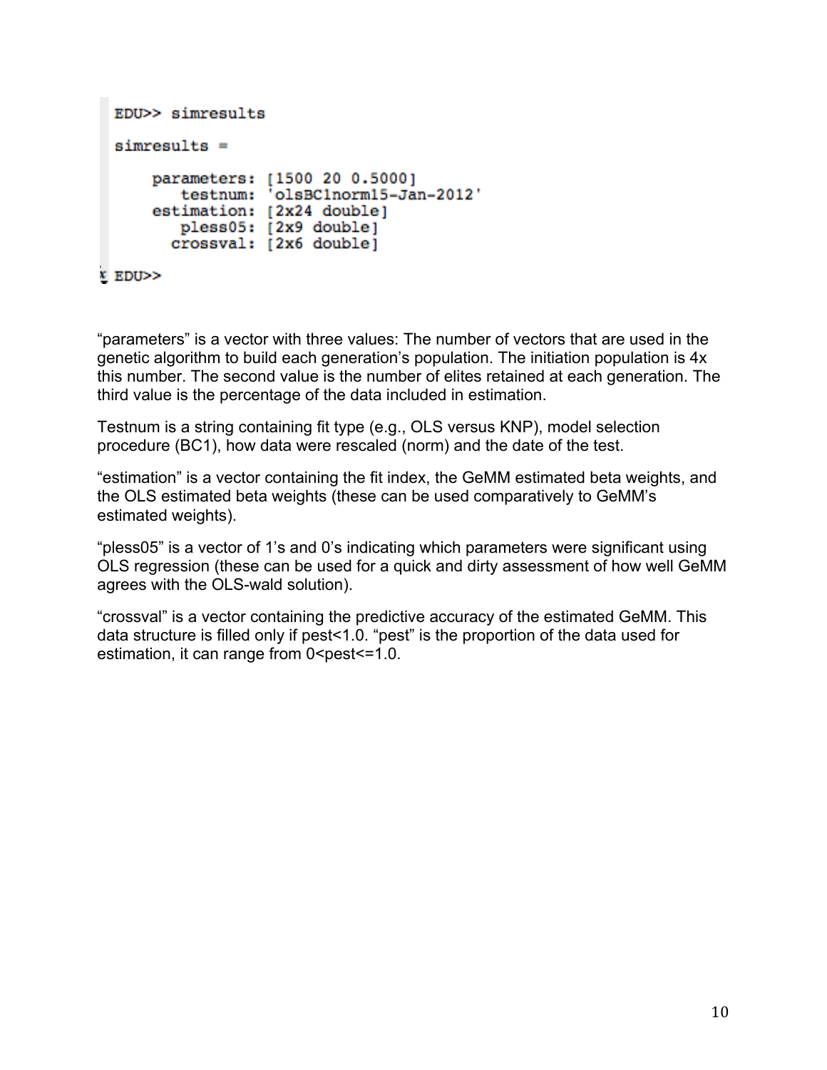```
EDU>> simresults

simresults =

     parameters: [1500 20 0.5000]
        testnum: 'olsBC1norm15-Jan-2012'
     estimation: [2x24 double]
        pless05: [2x9 double]
       crossval: [2x6 double]

EDU>>
```

“parameters” is a vector with three values: The number of vectors that are used in the genetic algorithm to build each generation’s population. The initiation population is 4x this number. The second value is the number of elites retained at each generation. The third value is the percentage of the data included in estimation.

Testnum is a string containing fit type (e.g., OLS versus KNP), model selection procedure (BC1), how data were rescaled (norm) and the date of the test.

“estimation” is a vector containing the fit index, the GeMM estimated beta weights, and the OLS estimated beta weights (these can be used comparatively to GeMM’s estimated weights).

“pless05” is a vector of 1’s and 0’s indicating which parameters were significant using OLS regression (these can be used for a quick and dirty assessment of how well GeMM agrees with the OLS-wald solution).

“crossval” is a vector containing the predictive accuracy of the estimated GeMM. This data structure is filled only if pest<1.0. “pest” is the proportion of the data used for estimation, it can range from 0<pest<=1.0.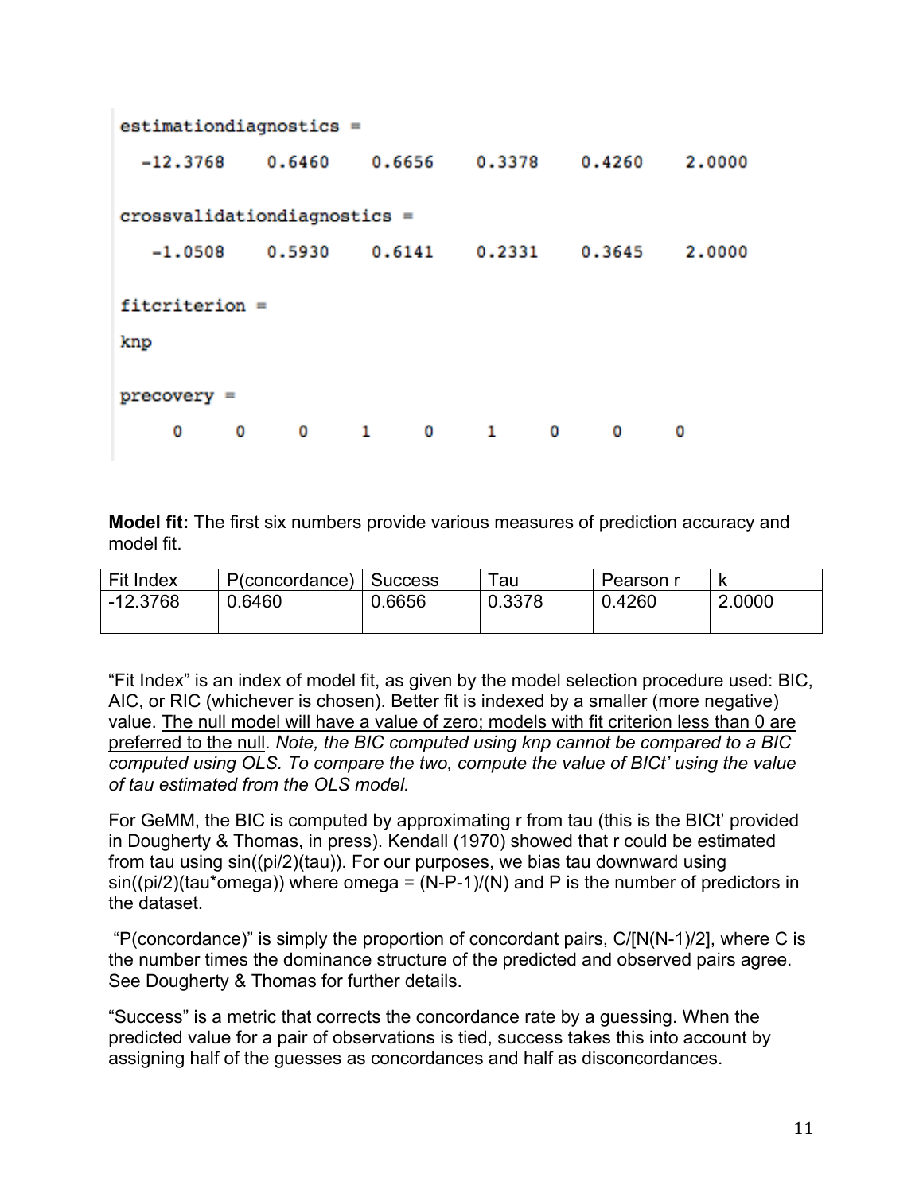```
estimationdiagnostics =

  -12.3768    0.6460    0.6656    0.3378    0.4260    2.0000

crossvalidationdiagnostics =

   -1.0508    0.5930    0.6141    0.2331    0.3645    2.0000

fitcriterion =

knp

precovery =

     0     0     0     1     0     1     0     0     0
```

**Model fit:** The first six numbers provide various measures of prediction accuracy and model fit.

| Fit Index | P(concordance) | Success | Tau | Pearson r | k |
| --- | --- | --- | --- | --- | --- |
| -12.3768 | 0.6460 | 0.6656 | 0.3378 | 0.4260 | 2.0000 |
| | | | | | |

"Fit Index" is an index of model fit, as given by the model selection procedure used: BIC, AIC, or RIC (whichever is chosen). Better fit is indexed by a smaller (more negative) value. <u>The null model will have a value of zero; models with fit criterion less than 0 are preferred to the null</u>. *Note, the BIC computed using knp cannot be compared to a BIC computed using OLS. To compare the two, compute the value of BICt' using the value of tau estimated from the OLS model.*

For GeMM, the BIC is computed by approximating r from tau (this is the BICt' provided in Dougherty & Thomas, in press). Kendall (1970) showed that r could be estimated from tau using sin((pi/2)(tau)). For our purposes, we bias tau downward using sin((pi/2)(tau*omega)) where omega = (N-P-1)/(N) and P is the number of predictors in the dataset.

"P(concordance)" is simply the proportion of concordant pairs, C/[N(N-1)/2], where C is the number times the dominance structure of the predicted and observed pairs agree. See Dougherty & Thomas for further details.

"Success" is a metric that corrects the concordance rate by a guessing. When the predicted value for a pair of observations is tied, success takes this into account by assigning half of the guesses as concordances and half as disconcordances.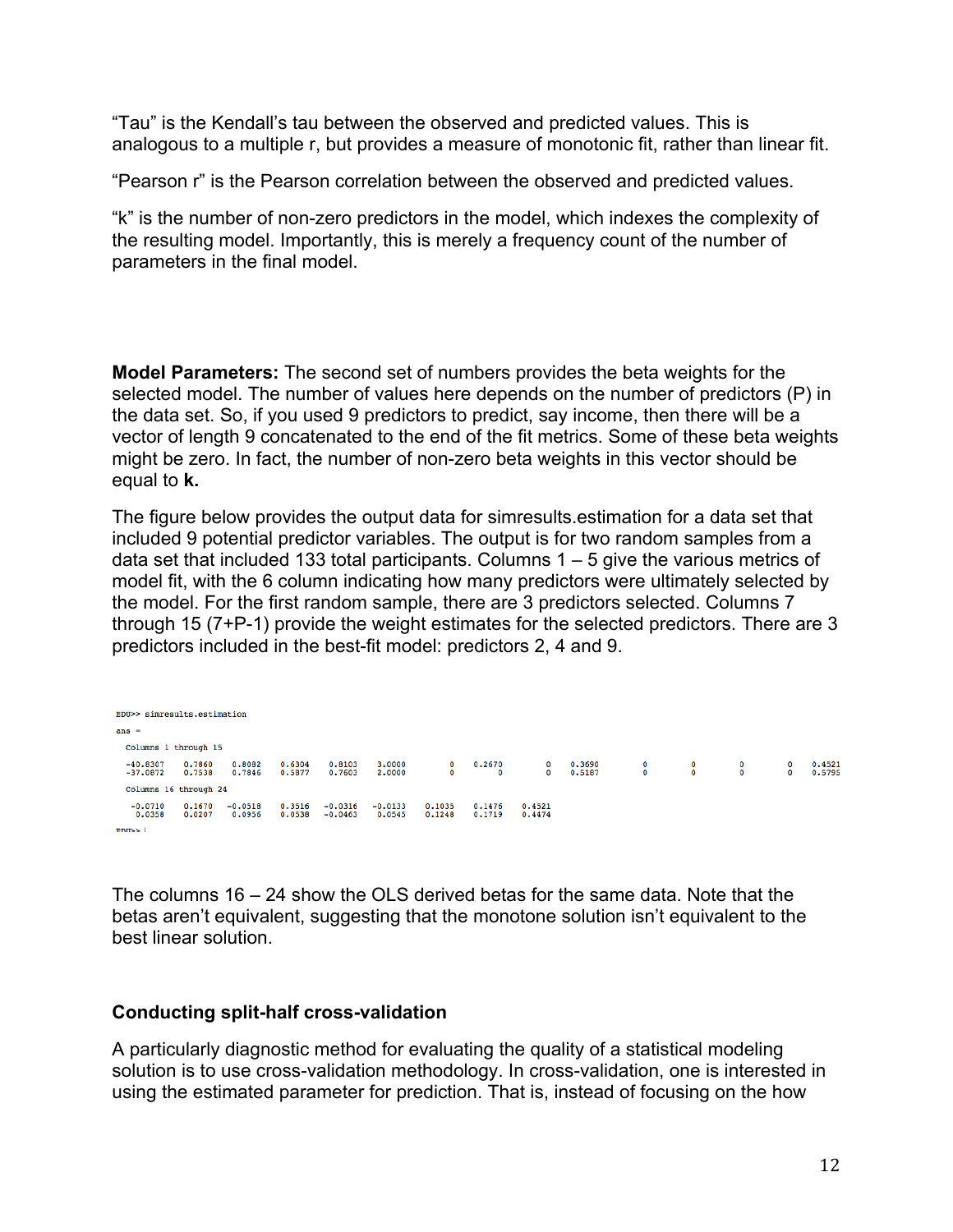"Tau" is the Kendall's tau between the observed and predicted values. This is analogous to a multiple r, but provides a measure of monotonic fit, rather than linear fit.

"Pearson r" is the Pearson correlation between the observed and predicted values.

"k" is the number of non-zero predictors in the model, which indexes the complexity of the resulting model. Importantly, this is merely a frequency count of the number of parameters in the final model.

**Model Parameters:** The second set of numbers provides the beta weights for the selected model. The number of values here depends on the number of predictors (P) in the data set. So, if you used 9 predictors to predict, say income, then there will be a vector of length 9 concatenated to the end of the fit metrics. Some of these beta weights might be zero. In fact, the number of non-zero beta weights in this vector should be equal to **k.**

The figure below provides the output data for simresults.estimation for a data set that included 9 potential predictor variables. The output is for two random samples from a data set that included 133 total participants. Columns 1 – 5 give the various metrics of model fit, with the 6 column indicating how many predictors were ultimately selected by the model. For the first random sample, there are 3 predictors selected. Columns 7 through 15 (7+P-1) provide the weight estimates for the selected predictors. There are 3 predictors included in the best-fit model: predictors 2, 4 and 9.

```
EDU>> simresults.estimation

ans =

  Columns 1 through 15

  -40.8307    0.7860    0.8082    0.6304    0.8103    3.0000         0    0.2670         0    0.3690         0         0         0         0    0.4521
  -37.0872    0.7538    0.7846    0.5877    0.7603    2.0000         0         0         0    0.5187         0         0         0         0    0.5795

  Columns 16 through 24

   -0.0710    0.1670   -0.0518    0.3516   -0.0316   -0.0133    0.1035    0.1476    0.4521
    0.0358    0.0207    0.0956    0.0538   -0.0463    0.0545    0.1248    0.1719    0.4474

EDU>>
```

The columns 16 – 24 show the OLS derived betas for the same data. Note that the betas aren't equivalent, suggesting that the monotone solution isn't equivalent to the best linear solution.

### Conducting split-half cross-validation

A particularly diagnostic method for evaluating the quality of a statistical modeling solution is to use cross-validation methodology. In cross-validation, one is interested in using the estimated parameter for prediction. That is, instead of focusing on the how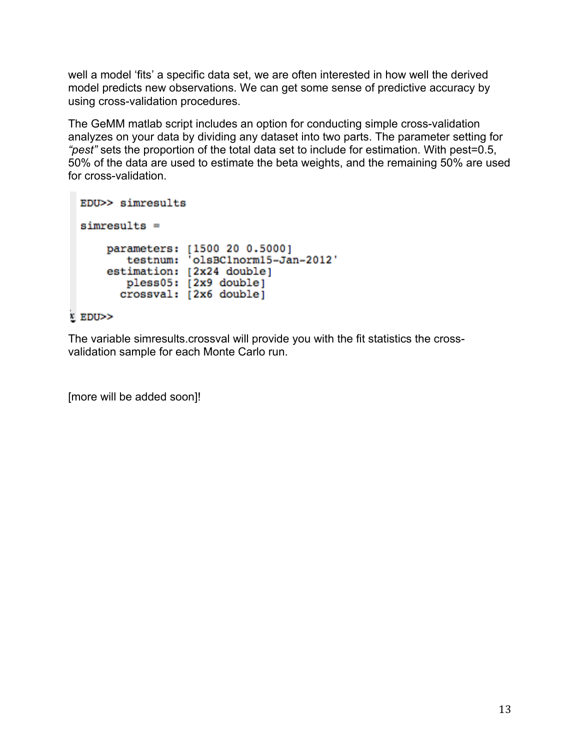well a model 'fits' a specific data set, we are often interested in how well the derived model predicts new observations. We can get some sense of predictive accuracy by using cross-validation procedures.

The GeMM matlab script includes an option for conducting simple cross-validation analyzes on your data by dividing any dataset into two parts. The parameter setting for *"pest"* sets the proportion of the total data set to include for estimation. With pest=0.5, 50% of the data are used to estimate the beta weights, and the remaining 50% are used for cross-validation.

```
EDU>> simresults

simresults =

    parameters: [1500 20 0.5000]
       testnum: 'olsBC1norm15-Jan-2012'
    estimation: [2x24 double]
       pless05: [2x9 double]
      crossval: [2x6 double]

EDU>>
```

The variable simresults.crossval will provide you with the fit statistics the cross-validation sample for each Monte Carlo run.

[more will be added soon]!